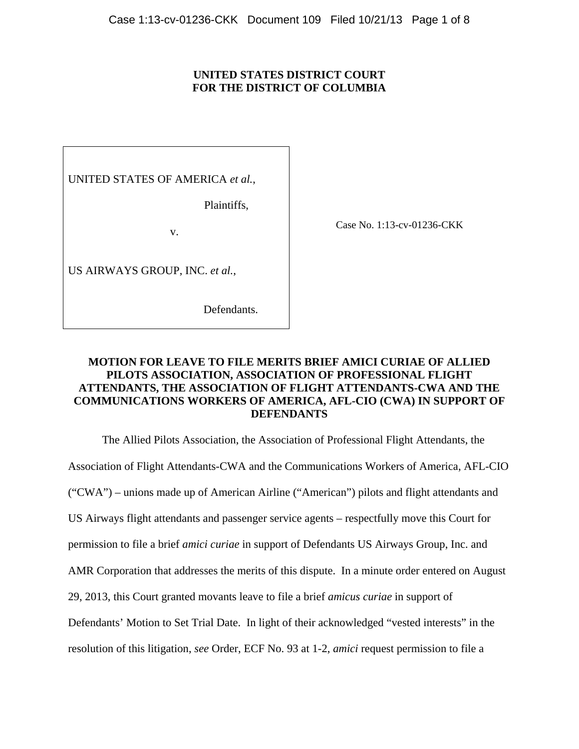**UNITED STATES DISTRICT COURT**
**FOR THE DISTRICT OF COLUMBIA**

UNITED STATES OF AMERICA *et al.*,

Plaintiffs,

v.

US AIRWAYS GROUP, INC. *et al.*,

Defendants.

Case No. 1:13-cv-01236-CKK

**MOTION FOR LEAVE TO FILE MERITS BRIEF AMICI CURIAE OF ALLIED PILOTS ASSOCIATION, ASSOCIATION OF PROFESSIONAL FLIGHT ATTENDANTS, THE ASSOCIATION OF FLIGHT ATTENDANTS-CWA AND THE COMMUNICATIONS WORKERS OF AMERICA, AFL-CIO (CWA) IN SUPPORT OF DEFENDANTS**

The Allied Pilots Association, the Association of Professional Flight Attendants, the Association of Flight Attendants-CWA and the Communications Workers of America, AFL-CIO ("CWA") – unions made up of American Airline ("American") pilots and flight attendants and US Airways flight attendants and passenger service agents – respectfully move this Court for permission to file a brief *amici curiae* in support of Defendants US Airways Group, Inc. and AMR Corporation that addresses the merits of this dispute. In a minute order entered on August 29, 2013, this Court granted movants leave to file a brief *amicus curiae* in support of Defendants' Motion to Set Trial Date. In light of their acknowledged "vested interests" in the resolution of this litigation, *see* Order, ECF No. 93 at 1-2, *amici* request permission to file a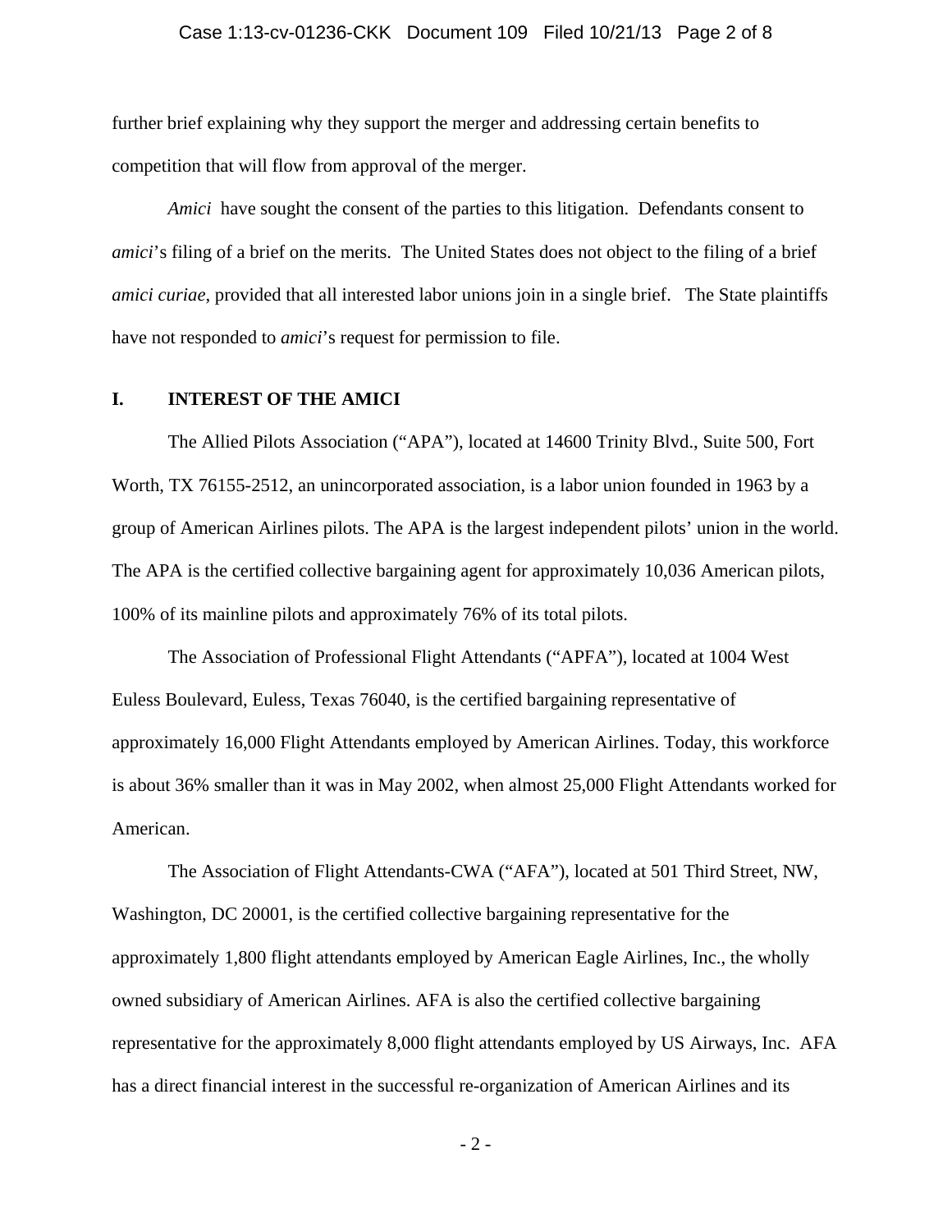further brief explaining why they support the merger and addressing certain benefits to competition that will flow from approval of the merger.

*Amici* have sought the consent of the parties to this litigation. Defendants consent to *amici*'s filing of a brief on the merits. The United States does not object to the filing of a brief *amici curiae*, provided that all interested labor unions join in a single brief. The State plaintiffs have not responded to *amici*'s request for permission to file.

## I. INTEREST OF THE AMICI

The Allied Pilots Association ("APA"), located at 14600 Trinity Blvd., Suite 500, Fort Worth, TX 76155-2512, an unincorporated association, is a labor union founded in 1963 by a group of American Airlines pilots. The APA is the largest independent pilots' union in the world. The APA is the certified collective bargaining agent for approximately 10,036 American pilots, 100% of its mainline pilots and approximately 76% of its total pilots.

The Association of Professional Flight Attendants ("APFA"), located at 1004 West Euless Boulevard, Euless, Texas 76040, is the certified bargaining representative of approximately 16,000 Flight Attendants employed by American Airlines. Today, this workforce is about 36% smaller than it was in May 2002, when almost 25,000 Flight Attendants worked for American.

The Association of Flight Attendants-CWA ("AFA"), located at 501 Third Street, NW, Washington, DC 20001, is the certified collective bargaining representative for the approximately 1,800 flight attendants employed by American Eagle Airlines, Inc., the wholly owned subsidiary of American Airlines. AFA is also the certified collective bargaining representative for the approximately 8,000 flight attendants employed by US Airways, Inc. AFA has a direct financial interest in the successful re-organization of American Airlines and its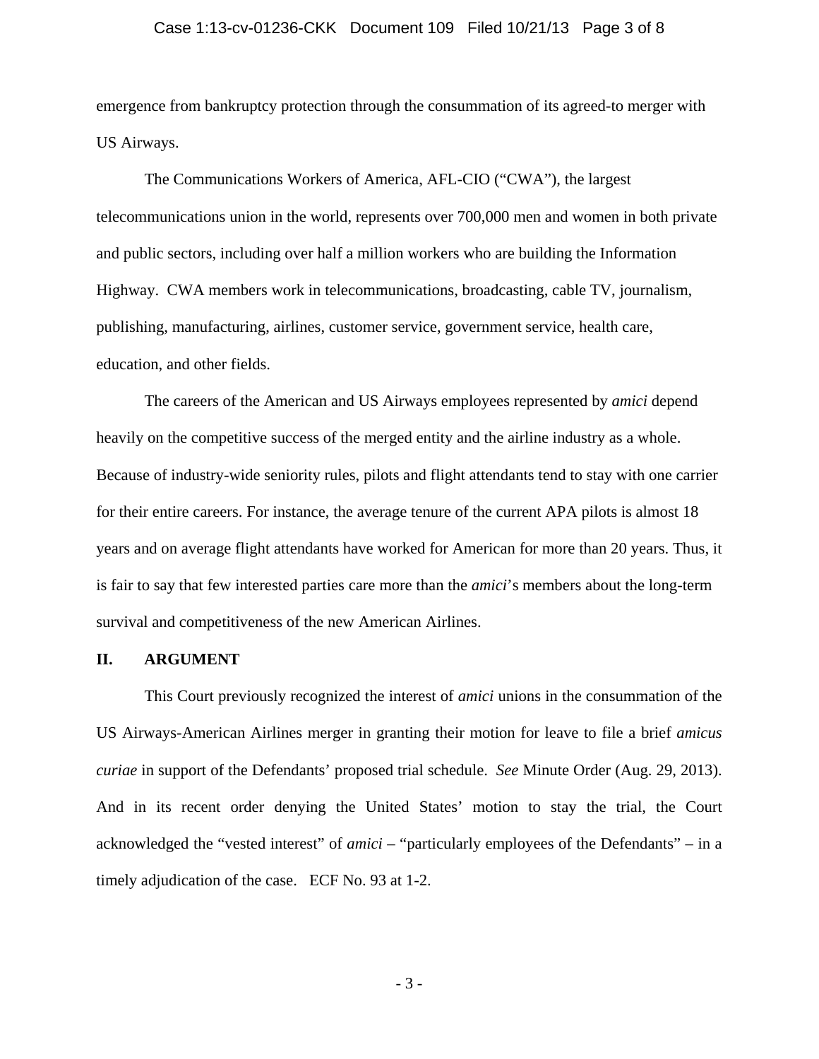emergence from bankruptcy protection through the consummation of its agreed-to merger with US Airways.

The Communications Workers of America, AFL-CIO ("CWA"), the largest telecommunications union in the world, represents over 700,000 men and women in both private and public sectors, including over half a million workers who are building the Information Highway. CWA members work in telecommunications, broadcasting, cable TV, journalism, publishing, manufacturing, airlines, customer service, government service, health care, education, and other fields.

The careers of the American and US Airways employees represented by *amici* depend heavily on the competitive success of the merged entity and the airline industry as a whole. Because of industry-wide seniority rules, pilots and flight attendants tend to stay with one carrier for their entire careers. For instance, the average tenure of the current APA pilots is almost 18 years and on average flight attendants have worked for American for more than 20 years. Thus, it is fair to say that few interested parties care more than the *amici*'s members about the long-term survival and competitiveness of the new American Airlines.

## II. ARGUMENT

This Court previously recognized the interest of *amici* unions in the consummation of the US Airways-American Airlines merger in granting their motion for leave to file a brief *amicus curiae* in support of the Defendants' proposed trial schedule. *See* Minute Order (Aug. 29, 2013). And in its recent order denying the United States' motion to stay the trial, the Court acknowledged the "vested interest" of *amici* – "particularly employees of the Defendants" – in a timely adjudication of the case. ECF No. 93 at 1-2.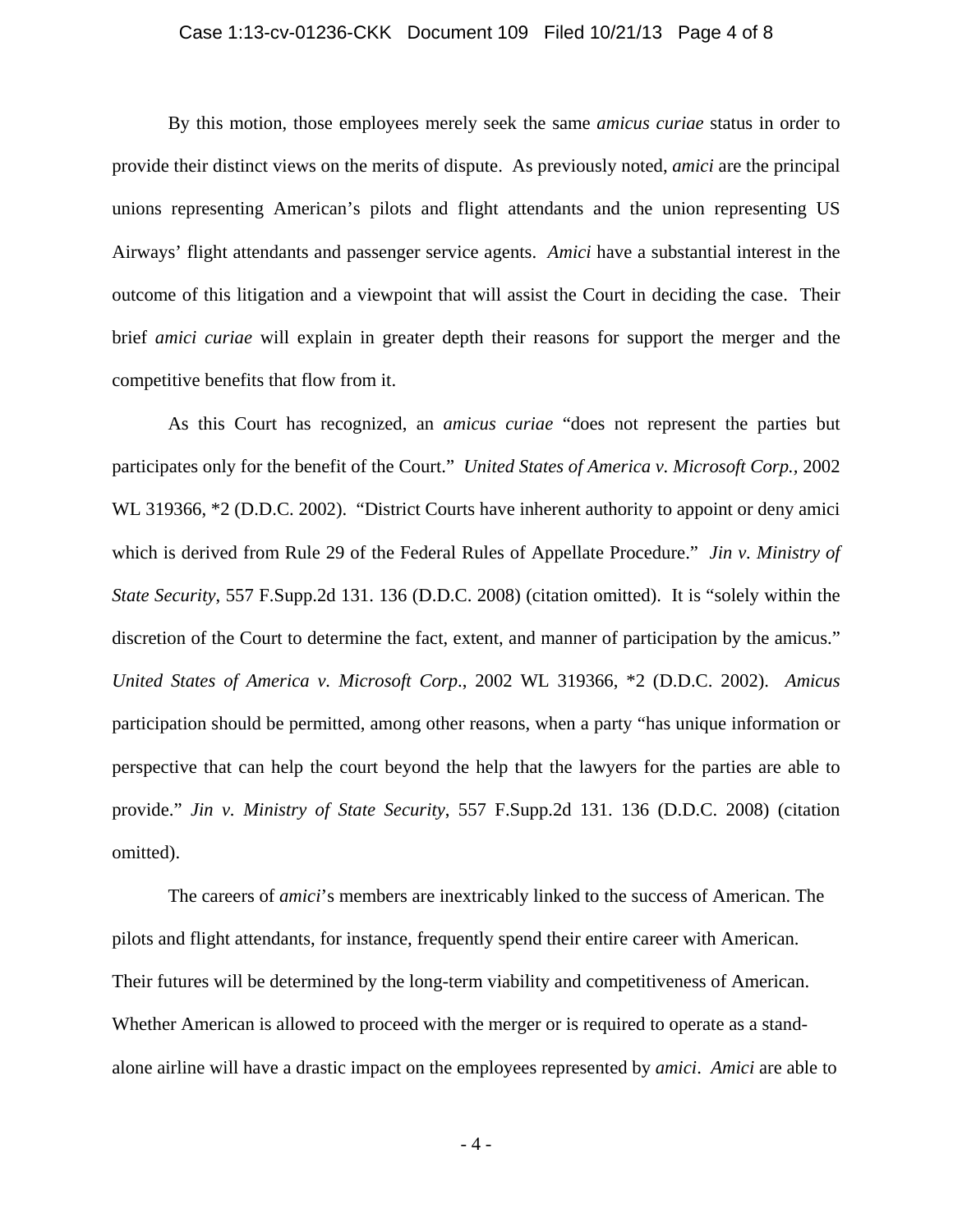By this motion, those employees merely seek the same *amicus curiae* status in order to provide their distinct views on the merits of dispute. As previously noted, *amici* are the principal unions representing American's pilots and flight attendants and the union representing US Airways' flight attendants and passenger service agents. *Amici* have a substantial interest in the outcome of this litigation and a viewpoint that will assist the Court in deciding the case. Their brief *amici curiae* will explain in greater depth their reasons for support the merger and the competitive benefits that flow from it.

As this Court has recognized, an *amicus curiae* "does not represent the parties but participates only for the benefit of the Court." *United States of America v. Microsoft Corp.,* 2002 WL 319366, *2 (D.D.C. 2002). "District Courts have inherent authority to appoint or deny amici which is derived from Rule 29 of the Federal Rules of Appellate Procedure." *Jin v. Ministry of State Security*, 557 F.Supp.2d 131. 136 (D.D.C. 2008) (citation omitted). It is "solely within the discretion of the Court to determine the fact, extent, and manner of participation by the amicus." *United States of America v. Microsoft Corp*., 2002 WL 319366, *2 (D.D.C. 2002). *Amicus* participation should be permitted, among other reasons, when a party "has unique information or perspective that can help the court beyond the help that the lawyers for the parties are able to provide." *Jin v. Ministry of State Security*, 557 F.Supp.2d 131. 136 (D.D.C. 2008) (citation omitted).

The careers of *amici*'s members are inextricably linked to the success of American. The pilots and flight attendants, for instance, frequently spend their entire career with American. Their futures will be determined by the long-term viability and competitiveness of American. Whether American is allowed to proceed with the merger or is required to operate as a stand-alone airline will have a drastic impact on the employees represented by *amici*. *Amici* are able to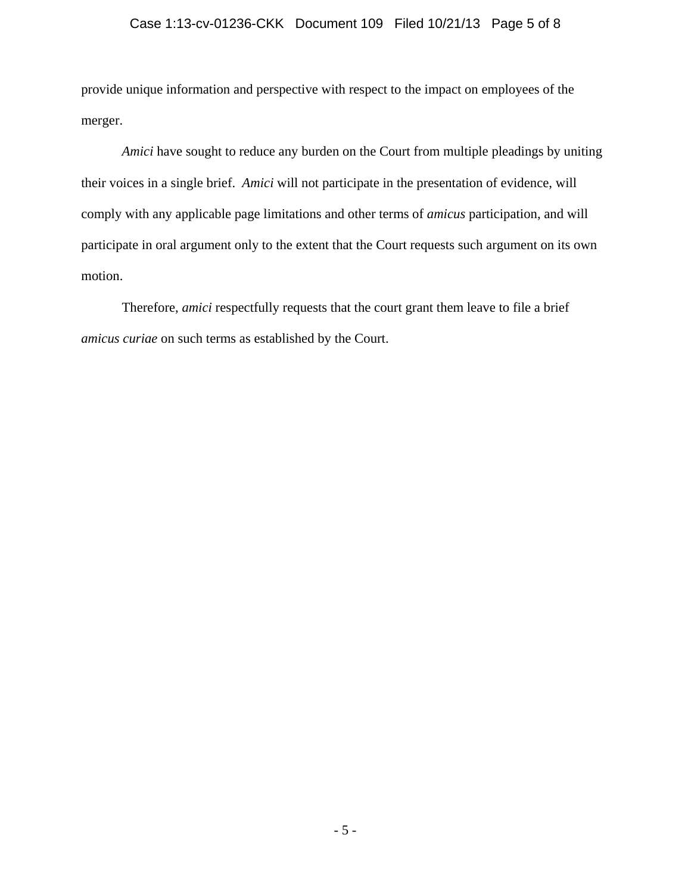provide unique information and perspective with respect to the impact on employees of the merger.

*Amici* have sought to reduce any burden on the Court from multiple pleadings by uniting their voices in a single brief. *Amici* will not participate in the presentation of evidence, will comply with any applicable page limitations and other terms of *amicus* participation, and will participate in oral argument only to the extent that the Court requests such argument on its own motion.

Therefore, *amici* respectfully requests that the court grant them leave to file a brief *amicus curiae* on such terms as established by the Court.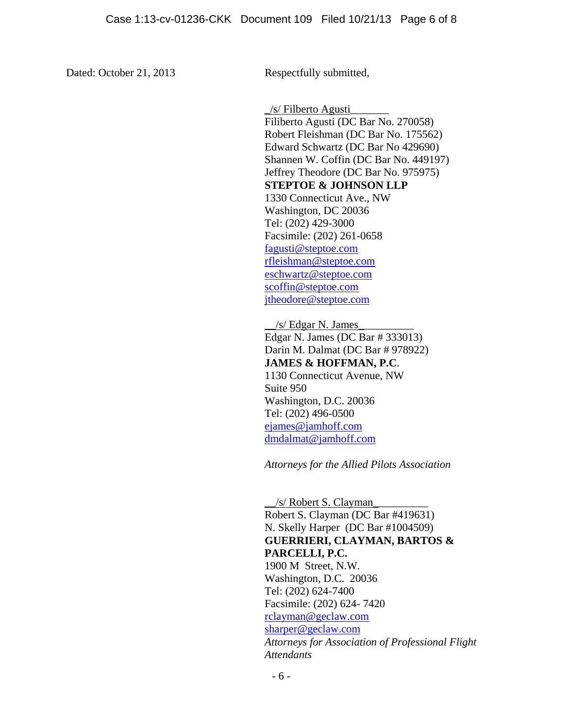Dated: October 21, 2013

Respectfully submitted,

_/s/ Filberto Agusti_______
Filiberto Agusti (DC Bar No. 270058)
Robert Fleishman (DC Bar No. 175562)
Edward Schwartz (DC Bar No 429690)
Shannen W. Coffin (DC Bar No. 449197)
Jeffrey Theodore (DC Bar No. 975975)
**STEPTOE & JOHNSON LLP**
1330 Connecticut Ave., NW
Washington, DC 20036
Tel: (202) 429-3000
Facsimile: (202) 261-0658
fagusti@steptoe.com
rfleishman@steptoe.com
eschwartz@steptoe.com
scoffin@steptoe.com
jtheodore@steptoe.com

__/s/ Edgar N. James__________
Edgar N. James (DC Bar # 333013)
Darin M. Dalmat (DC Bar # 978922)
**JAMES & HOFFMAN, P.C**.
1130 Connecticut Avenue, NW
Suite 950
Washington, D.C. 20036
Tel: (202) 496-0500
ejames@jamhoff.com
dmdalmat@jamhoff.com

*Attorneys for the Allied Pilots Association*

__/s/ Robert S. Clayman__________
Robert S. Clayman (DC Bar #419631)
N. Skelly Harper (DC Bar #1004509)
**GUERRIERI, CLAYMAN, BARTOS & PARCELLI, P.C.**
1900 M Street, N.W.
Washington, D.C. 20036
Tel: (202) 624-7400
Facsimile: (202) 624- 7420
rclayman@geclaw.com
sharper@geclaw.com
*Attorneys for Association of Professional Flight Attendants*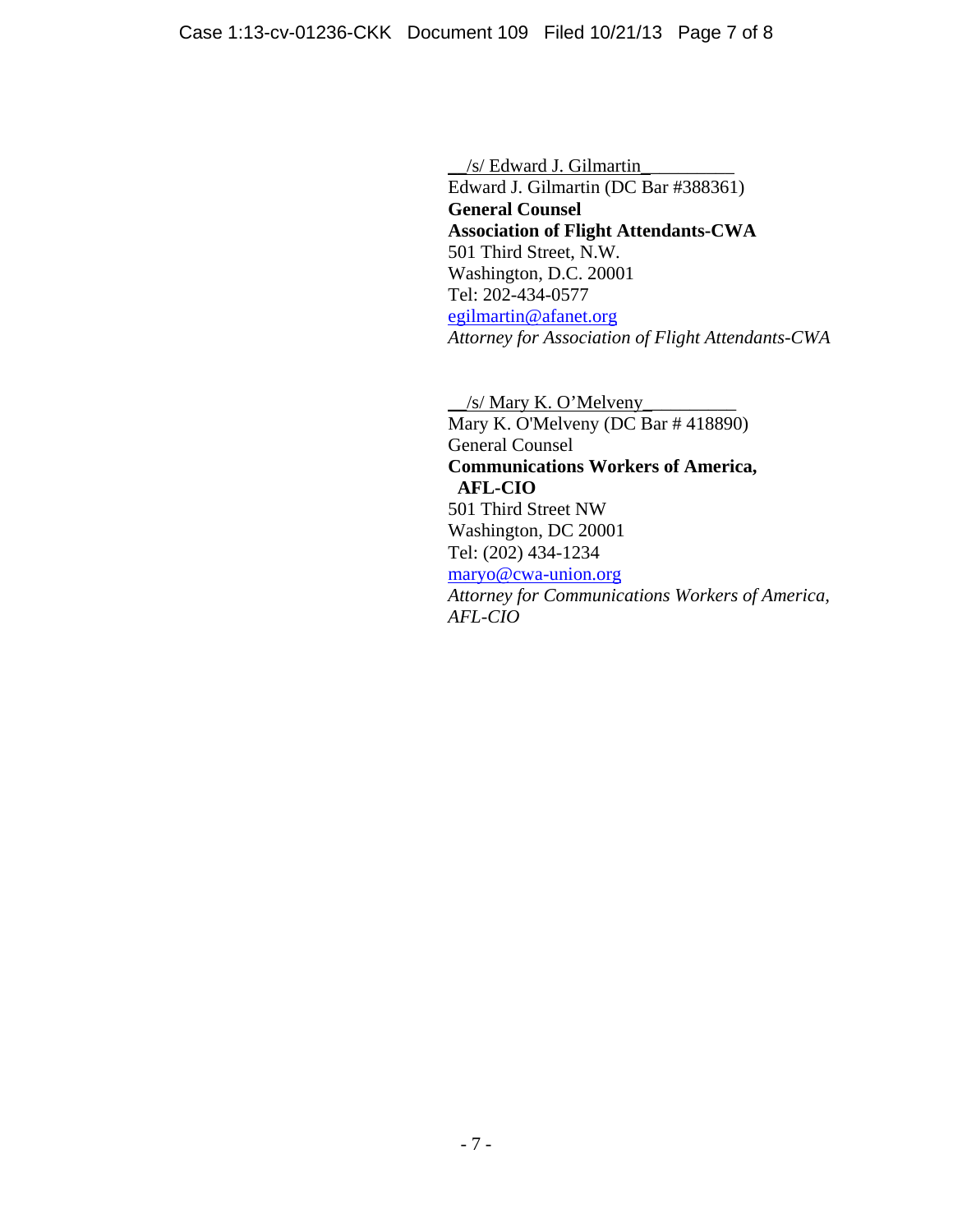/s/ Edward J. Gilmartin
Edward J. Gilmartin (DC Bar #388361)
**General Counsel**
**Association of Flight Attendants-CWA**
501 Third Street, N.W.
Washington, D.C. 20001
Tel: 202-434-0577
egilmartin@afanet.org
*Attorney for Association of Flight Attendants-CWA*

/s/ Mary K. O'Melveny
Mary K. O'Melveny (DC Bar # 418890)
General Counsel
**Communications Workers of America, AFL-CIO**
501 Third Street NW
Washington, DC 20001
Tel: (202) 434-1234
maryo@cwa-union.org
*Attorney for Communications Workers of America, AFL-CIO*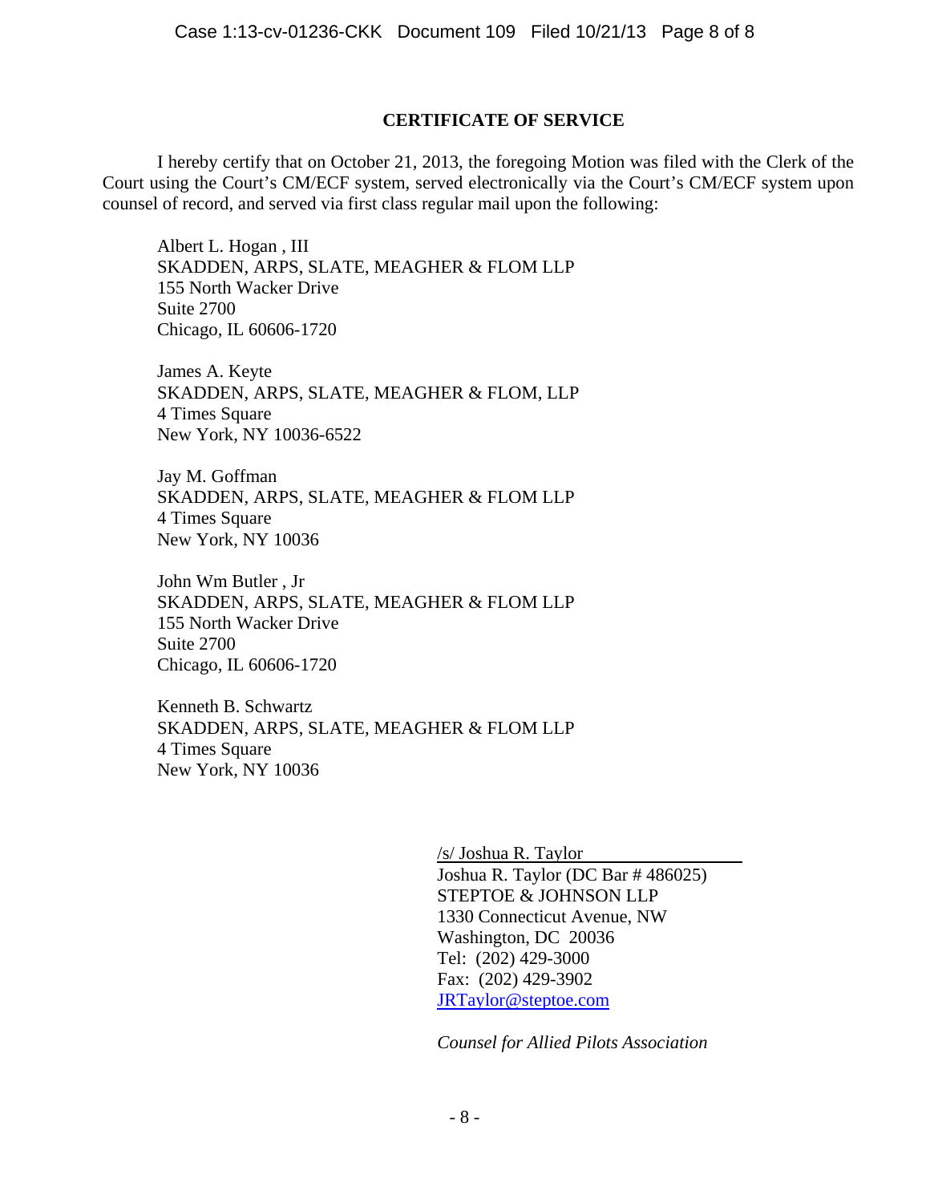## CERTIFICATE OF SERVICE

I hereby certify that on October 21, 2013, the foregoing Motion was filed with the Clerk of the Court using the Court's CM/ECF system, served electronically via the Court's CM/ECF system upon counsel of record, and served via first class regular mail upon the following:

Albert L. Hogan , III
SKADDEN, ARPS, SLATE, MEAGHER & FLOM LLP
155 North Wacker Drive
Suite 2700
Chicago, IL 60606-1720

James A. Keyte
SKADDEN, ARPS, SLATE, MEAGHER & FLOM, LLP
4 Times Square
New York, NY 10036-6522

Jay M. Goffman
SKADDEN, ARPS, SLATE, MEAGHER & FLOM LLP
4 Times Square
New York, NY 10036

John Wm Butler , Jr
SKADDEN, ARPS, SLATE, MEAGHER & FLOM LLP
155 North Wacker Drive
Suite 2700
Chicago, IL 60606-1720

Kenneth B. Schwartz
SKADDEN, ARPS, SLATE, MEAGHER & FLOM LLP
4 Times Square
New York, NY 10036

/s/ Joshua R. Taylor
Joshua R. Taylor (DC Bar # 486025)
STEPTOE & JOHNSON LLP
1330 Connecticut Avenue, NW
Washington, DC 20036
Tel: (202) 429-3000
Fax: (202) 429-3902
JRTaylor@steptoe.com

*Counsel for Allied Pilots Association*